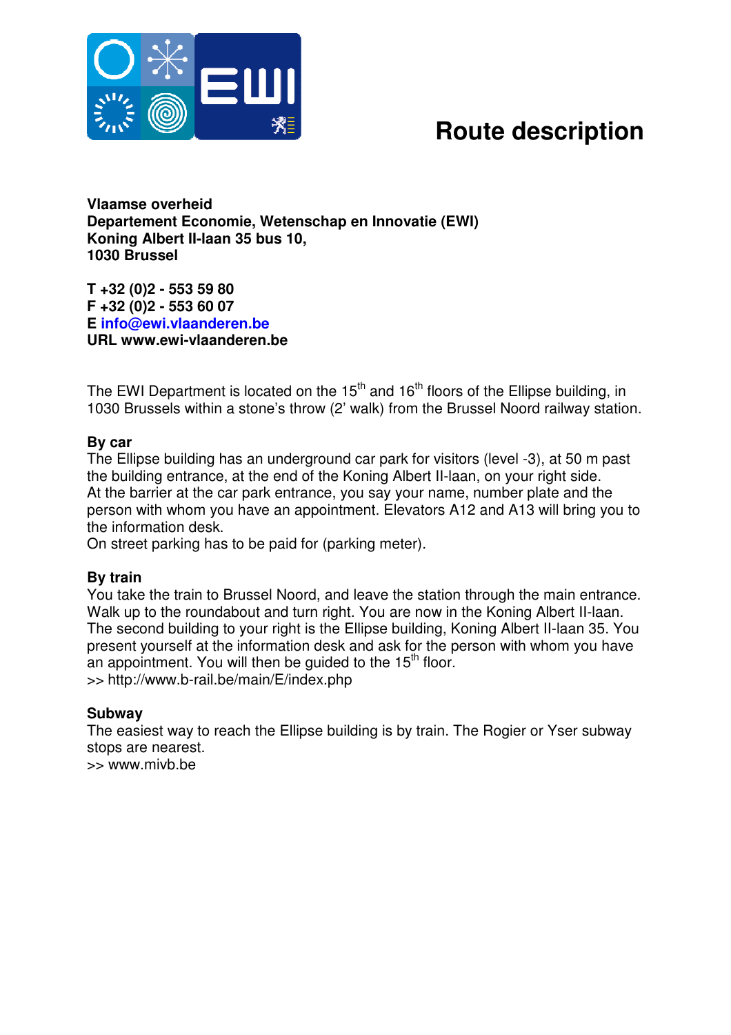# Route description

**Vlaamse overheid**
**Departement Economie, Wetenschap en Innovatie (EWI)**
**Koning Albert II-laan 35 bus 10,**
**1030 Brussel**

**T +32 (0)2 - 553 59 80**
**F +32 (0)2 - 553 60 07**
**E info@ewi.vlaanderen.be**
**URL www.ewi-vlaanderen.be**

The EWI Department is located on the 15th and 16th floors of the Ellipse building, in 1030 Brussels within a stone's throw (2' walk) from the Brussel Noord railway station.

**By car**
The Ellipse building has an underground car park for visitors (level -3), at 50 m past the building entrance, at the end of the Koning Albert II-laan, on your right side.
At the barrier at the car park entrance, you say your name, number plate and the person with whom you have an appointment. Elevators A12 and A13 will bring you to the information desk.
On street parking has to be paid for (parking meter).

**By train**
You take the train to Brussel Noord, and leave the station through the main entrance. Walk up to the roundabout and turn right. You are now in the Koning Albert II-laan. The second building to your right is the Ellipse building, Koning Albert II-laan 35. You present yourself at the information desk and ask for the person with whom you have an appointment. You will then be guided to the 15th floor.
>> http://www.b-rail.be/main/E/index.php

**Subway**
The easiest way to reach the Ellipse building is by train. The Rogier or Yser subway stops are nearest.
>> www.mivb.be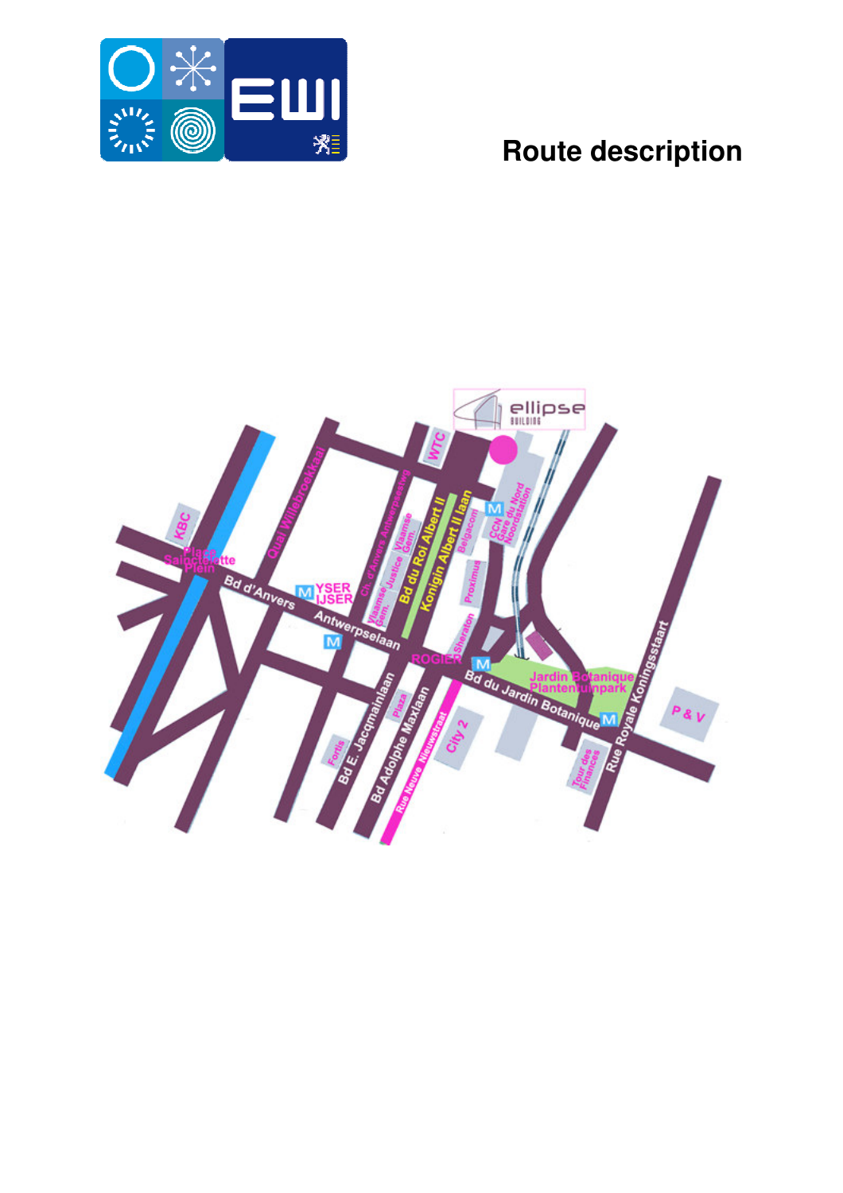# Route description

ellipse
BUILDING

WTC

Quai Willebroekkaai

Ch. d'Anvers Antwerpsesteenweg

Vlaamse Gem.

Justice

Vlaamse Gem.

Bd du Roi Albert II

Koningin Albert II laan

Belgacom

CCN Gare du Nord Noordstation

Proximus

Sheraton

KBC

Place Saintelette Plein

Bd d'Anvers

YSER IJSER

Antwerpselaan

ROGIER

Bd du Jardin Botanique

Jardin Botanique Plantentuinpark

Rue Royale Koningsstraat

P & V

Fortis

Bd E. Jacqmainlaan

Plaza

Bd Adolphe Maxlaan

Rue Neuve Nieuwstraat

City 2

Tour des Finances